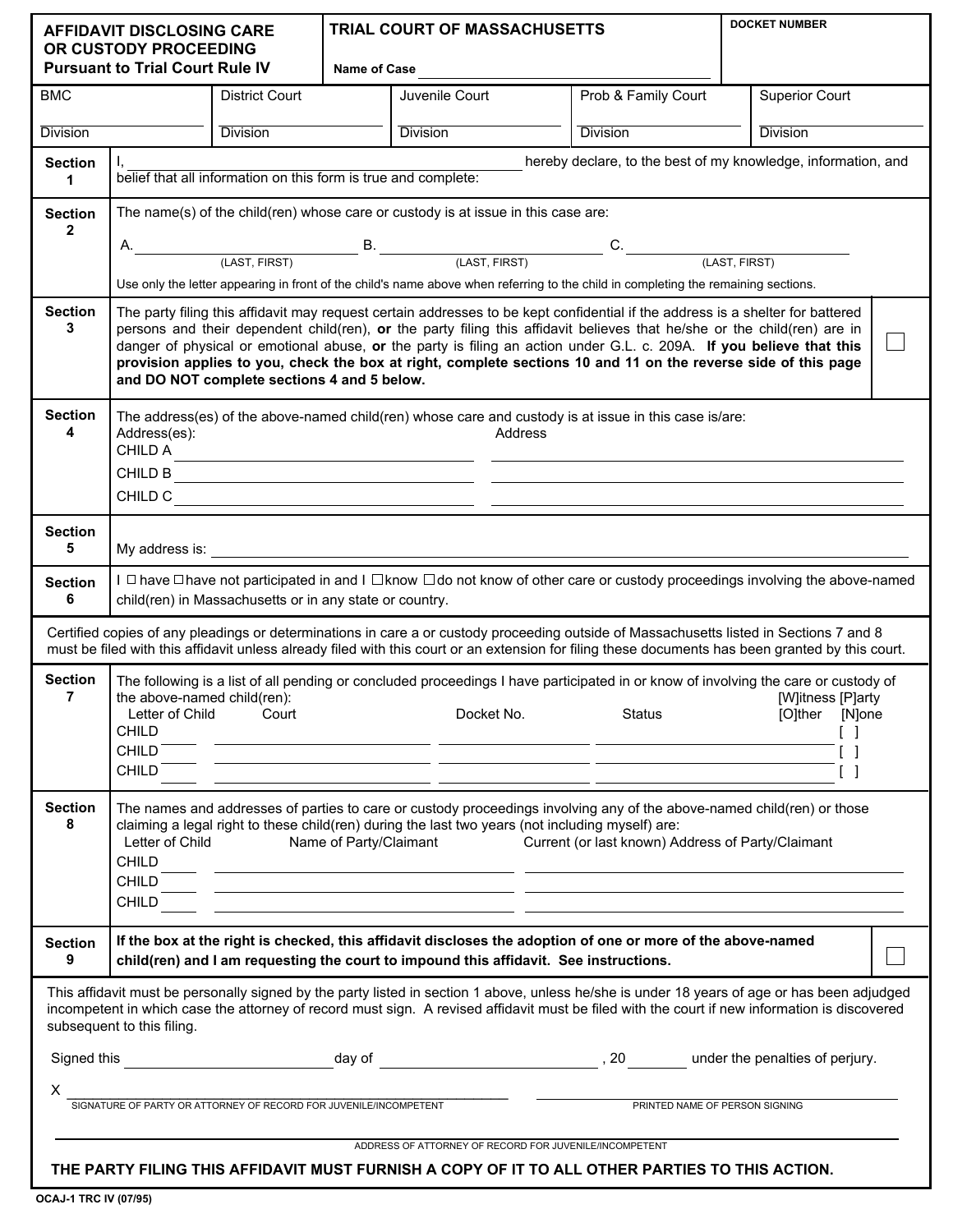**AFFIDAVIT DISCLOSING CARE OR CUSTODY PROCEEDING**
**Pursuant to Trial Court Rule IV**

**TRIAL COURT OF MASSACHUSETTS**

Name of Case ______________________________

DOCKET NUMBER

| BMC | District Court | Juvenile Court | Prob & Family Court | Superior Court |
|---|---|---|---|---|
| Division | Division | Division | Division | Division |

**Section 1**

I, ______________________________ hereby declare, to the best of my knowledge, information, and belief that all information on this form is true and complete:

**Section 2**

The name(s) of the child(ren) whose care or custody is at issue in this case are:

A. ____________________ (LAST, FIRST) B. ____________________ (LAST, FIRST) C. ____________________ (LAST, FIRST)

Use only the letter appearing in front of the child's name above when referring to the child in completing the remaining sections.

**Section 3**

The party filing this affidavit may request certain addresses to be kept confidential if the address is a shelter for battered persons and their dependent child(ren), **or** the party filing this affidavit believes that he/she or the child(ren) are in danger of physical or emotional abuse, **or** the party is filing an action under G.L. c. 209A. **If you believe that this provision applies to you, check the box at right, complete sections 10 and 11 on the reverse side of this page and DO NOT complete sections 4 and 5 below.** ☐

**Section 4**

The address(es) of the above-named child(ren) whose care and custody is at issue in this case is/are:

Address(es): Address

CHILD A ______________________________ ______________________________

CHILD B ______________________________ ______________________________

CHILD C ______________________________ ______________________________

**Section 5**

My address is: ______________________________

**Section 6**

I ☐ have ☐ have not participated in and I ☐ know ☐ do not know of other care or custody proceedings involving the above-named child(ren) in Massachusetts or in any state or country.

Certified copies of any pleadings or determinations in care a or custody proceeding outside of Massachusetts listed in Sections 7 and 8 must be filed with this affidavit unless already filed with this court or an extension for filing these documents has been granted by this court.

**Section 7**

The following is a list of all pending or concluded proceedings I have participated in or know of involving the care or custody of the above-named child(ren):

| Letter of Child | Court | Docket No. | Status | [W]itness [P]arty [O]ther [N]one |
|---|---|---|---|---|
| CHILD ____ | | | | [ ] |
| CHILD ____ | | | | [ ] |
| CHILD ____ | | | | [ ] |

**Section 8**

The names and addresses of parties to care or custody proceedings involving any of the above-named child(ren) or those claiming a legal right to these child(ren) during the last two years (not including myself) are:

| Letter of Child | Name of Party/Claimant | Current (or last known) Address of Party/Claimant |
|---|---|---|
| CHILD ____ | | |
| CHILD ____ | | |
| CHILD ____ | | |

**Section 9**

**If the box at the right is checked, this affidavit discloses the adoption of one or more of the above-named child(ren) and I am requesting the court to impound this affidavit. See instructions.** ☐

This affidavit must be personally signed by the party listed in section 1 above, unless he/she is under 18 years of age or has been adjudged incompetent in which case the attorney of record must sign. A revised affidavit must be filed with the court if new information is discovered subsequent to this filing.

Signed this ____________ day of ____________, 20____ under the penalties of perjury.

X ______________________________ ______________________________
SIGNATURE OF PARTY OR ATTORNEY OF RECORD FOR JUVENILE/INCOMPETENT PRINTED NAME OF PERSON SIGNING

______________________________
ADDRESS OF ATTORNEY OF RECORD FOR JUVENILE/INCOMPETENT

**THE PARTY FILING THIS AFFIDAVIT MUST FURNISH A COPY OF IT TO ALL OTHER PARTIES TO THIS ACTION.**

OCAJ-1 TRC IV (07/95)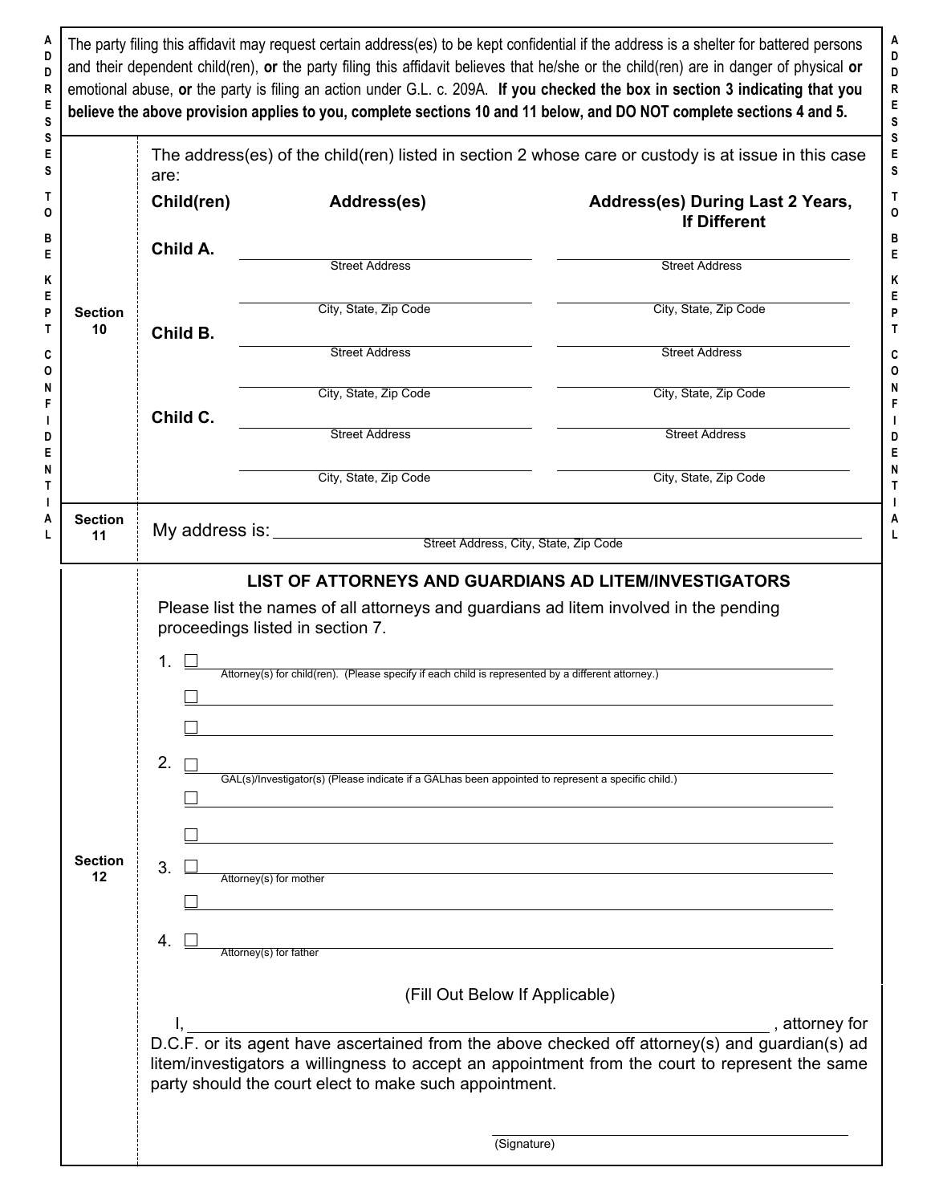**ADDRESSES TO BE KEPT CONFIDENTIAL**

The party filing this affidavit may request certain address(es) to be kept confidential if the address is a shelter for battered persons and their dependent child(ren), **or** the party filing this affidavit believes that he/she or the child(ren) are in danger of physical **or** emotional abuse, **or** the party is filing an action under G.L. c. 209A. **If you checked the box in section 3 indicating that you believe the above provision applies to you, complete sections 10 and 11 below, and DO NOT complete sections 4 and 5.**

**Section 10**

The address(es) of the child(ren) listed in section 2 whose care or custody is at issue in this case are:

| **Child(ren)** | **Address(es)** | **Address(es) During Last 2 Years, If Different** |
|---|---|---|
| **Child A.** | ______________ Street Address | ______________ Street Address |
| | ______________ City, State, Zip Code | ______________ City, State, Zip Code |
| **Child B.** | ______________ Street Address | ______________ Street Address |
| | ______________ City, State, Zip Code | ______________ City, State, Zip Code |
| **Child C.** | ______________ Street Address | ______________ Street Address |
| | ______________ City, State, Zip Code | ______________ City, State, Zip Code |

**Section 11**

My address is: ______________________________
Street Address, City, State, Zip Code

**Section 12**

### LIST OF ATTORNEYS AND GUARDIANS AD LITEM/INVESTIGATORS

Please list the names of all attorneys and guardians ad litem involved in the pending proceedings listed in section 7.

1. ☐ ______________________________
   Attorney(s) for child(ren). (Please specify if each child is represented by a different attorney.)
   ☐ ______________________________
   ☐ ______________________________

2. ☐ ______________________________
   GAL(s)/Investigator(s) (Please indicate if a GALhas been appointed to represent a specific child.)
   ☐ ______________________________
   ☐ ______________________________

3. ☐ ______________________________
   Attorney(s) for mother
   ☐ ______________________________

4. ☐ ______________________________
   Attorney(s) for father

(Fill Out Below If Applicable)

I, ______________________________, attorney for D.C.F. or its agent have ascertained from the above checked off attorney(s) and guardian(s) ad litem/investigators a willingness to accept an appointment from the court to represent the same party should the court elect to make such appointment.

______________________________
(Signature)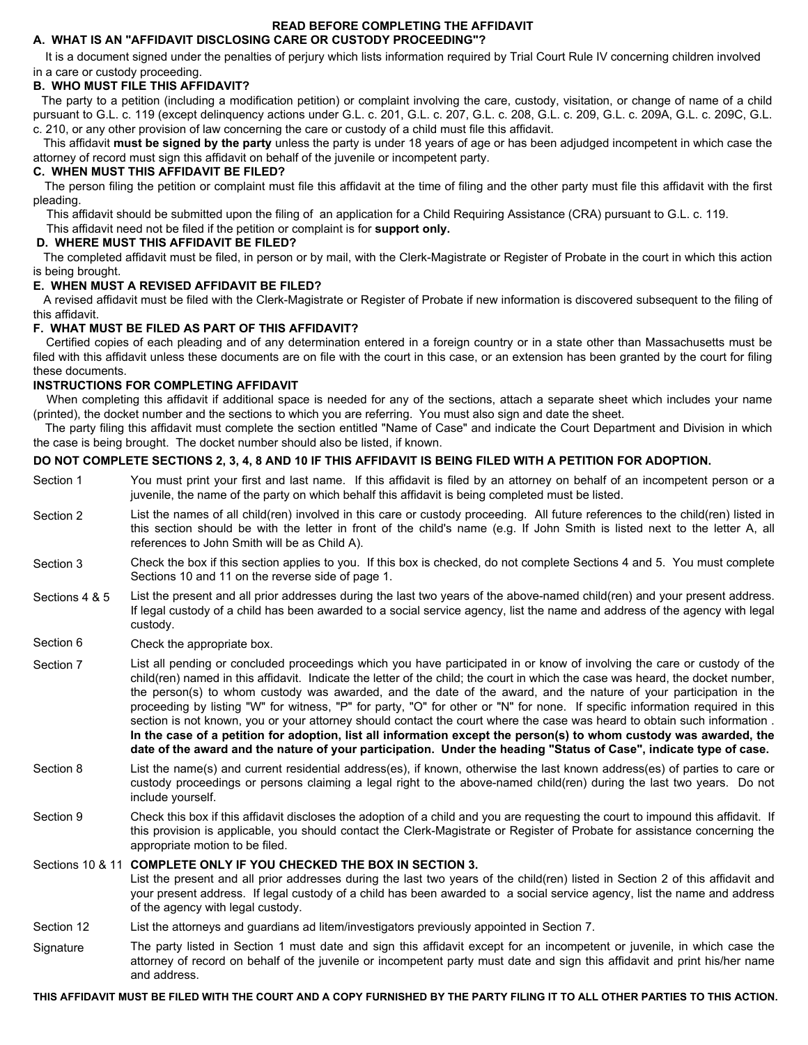## READ BEFORE COMPLETING THE AFFIDAVIT

### A. WHAT IS AN "AFFIDAVIT DISCLOSING CARE OR CUSTODY PROCEEDING"?

It is a document signed under the penalties of perjury which lists information required by Trial Court Rule IV concerning children involved in a care or custody proceeding.

### B. WHO MUST FILE THIS AFFIDAVIT?

The party to a petition (including a modification petition) or complaint involving the care, custody, visitation, or change of name of a child pursuant to G.L. c. 119 (except delinquency actions under G.L. c. 201, G.L. c. 207, G.L. c. 208, G.L. c. 209, G.L. c. 209A, G.L. c. 209C, G.L. c. 210, or any other provision of law concerning the care or custody of a child must file this affidavit.

This affidavit **must be signed by the party** unless the party is under 18 years of age or has been adjudged incompetent in which case the attorney of record must sign this affidavit on behalf of the juvenile or incompetent party.

### C. WHEN MUST THIS AFFIDAVIT BE FILED?

The person filing the petition or complaint must file this affidavit at the time of filing and the other party must file this affidavit with the first pleading.

This affidavit should be submitted upon the filing of an application for a Child Requiring Assistance (CRA) pursuant to G.L. c. 119.

This affidavit need not be filed if the petition or complaint is for **support only.**

### D. WHERE MUST THIS AFFIDAVIT BE FILED?

The completed affidavit must be filed, in person or by mail, with the Clerk-Magistrate or Register of Probate in the court in which this action is being brought.

### E. WHEN MUST A REVISED AFFIDAVIT BE FILED?

A revised affidavit must be filed with the Clerk-Magistrate or Register of Probate if new information is discovered subsequent to the filing of this affidavit.

### F. WHAT MUST BE FILED AS PART OF THIS AFFIDAVIT?

Certified copies of each pleading and of any determination entered in a foreign country or in a state other than Massachusetts must be filed with this affidavit unless these documents are on file with the court in this case, or an extension has been granted by the court for filing these documents.

### INSTRUCTIONS FOR COMPLETING AFFIDAVIT

When completing this affidavit if additional space is needed for any of the sections, attach a separate sheet which includes your name (printed), the docket number and the sections to which you are referring. You must also sign and date the sheet.

The party filing this affidavit must complete the section entitled "Name of Case" and indicate the Court Department and Division in which the case is being brought. The docket number should also be listed, if known.

**DO NOT COMPLETE SECTIONS 2, 3, 4, 8 AND 10 IF THIS AFFIDAVIT IS BEING FILED WITH A PETITION FOR ADOPTION.**

| | |
|---|---|
| Section 1 | You must print your first and last name. If this affidavit is filed by an attorney on behalf of an incompetent person or a juvenile, the name of the party on which behalf this affidavit is being completed must be listed. |
| Section 2 | List the names of all child(ren) involved in this care or custody proceeding. All future references to the child(ren) listed in this section should be with the letter in front of the child's name (e.g. If John Smith is listed next to the letter A, all references to John Smith will be as Child A). |
| Section 3 | Check the box if this section applies to you. If this box is checked, do not complete Sections 4 and 5. You must complete Sections 10 and 11 on the reverse side of page 1. |
| Sections 4 & 5 | List the present and all prior addresses during the last two years of the above-named child(ren) and your present address. If legal custody of a child has been awarded to a social service agency, list the name and address of the agency with legal custody. |
| Section 6 | Check the appropriate box. |
| Section 7 | List all pending or concluded proceedings which you have participated in or know of involving the care or custody of the child(ren) named in this affidavit. Indicate the letter of the child; the court in which the case was heard, the docket number, the person(s) to whom custody was awarded, and the date of the award, and the nature of your participation in the proceeding by listing "W" for witness, "P" for party, "O" for other or "N" for none. If specific information required in this section is not known, you or your attorney should contact the court where the case was heard to obtain such information . **In the case of a petition for adoption, list all information except the person(s) to whom custody was awarded, the date of the award and the nature of your participation. Under the heading "Status of Case", indicate type of case.** |
| Section 8 | List the name(s) and current residential address(es), if known, otherwise the last known address(es) of parties to care or custody proceedings or persons claiming a legal right to the above-named child(ren) during the last two years. Do not include yourself. |
| Section 9 | Check this box if this affidavit discloses the adoption of a child and you are requesting the court to impound this affidavit. If this provision is applicable, you should contact the Clerk-Magistrate or Register of Probate for assistance concerning the appropriate motion to be filed. |
| Sections 10 & 11 | **COMPLETE ONLY IF YOU CHECKED THE BOX IN SECTION 3.** List the present and all prior addresses during the last two years of the child(ren) listed in Section 2 of this affidavit and your present address. If legal custody of a child has been awarded to a social service agency, list the name and address of the agency with legal custody. |
| Section 12 | List the attorneys and guardians ad litem/investigators previously appointed in Section 7. |
| Signature | The party listed in Section 1 must date and sign this affidavit except for an incompetent or juvenile, in which case the attorney of record on behalf of the juvenile or incompetent party must date and sign this affidavit and print his/her name and address. |

**THIS AFFIDAVIT MUST BE FILED WITH THE COURT AND A COPY FURNISHED BY THE PARTY FILING IT TO ALL OTHER PARTIES TO THIS ACTION.**